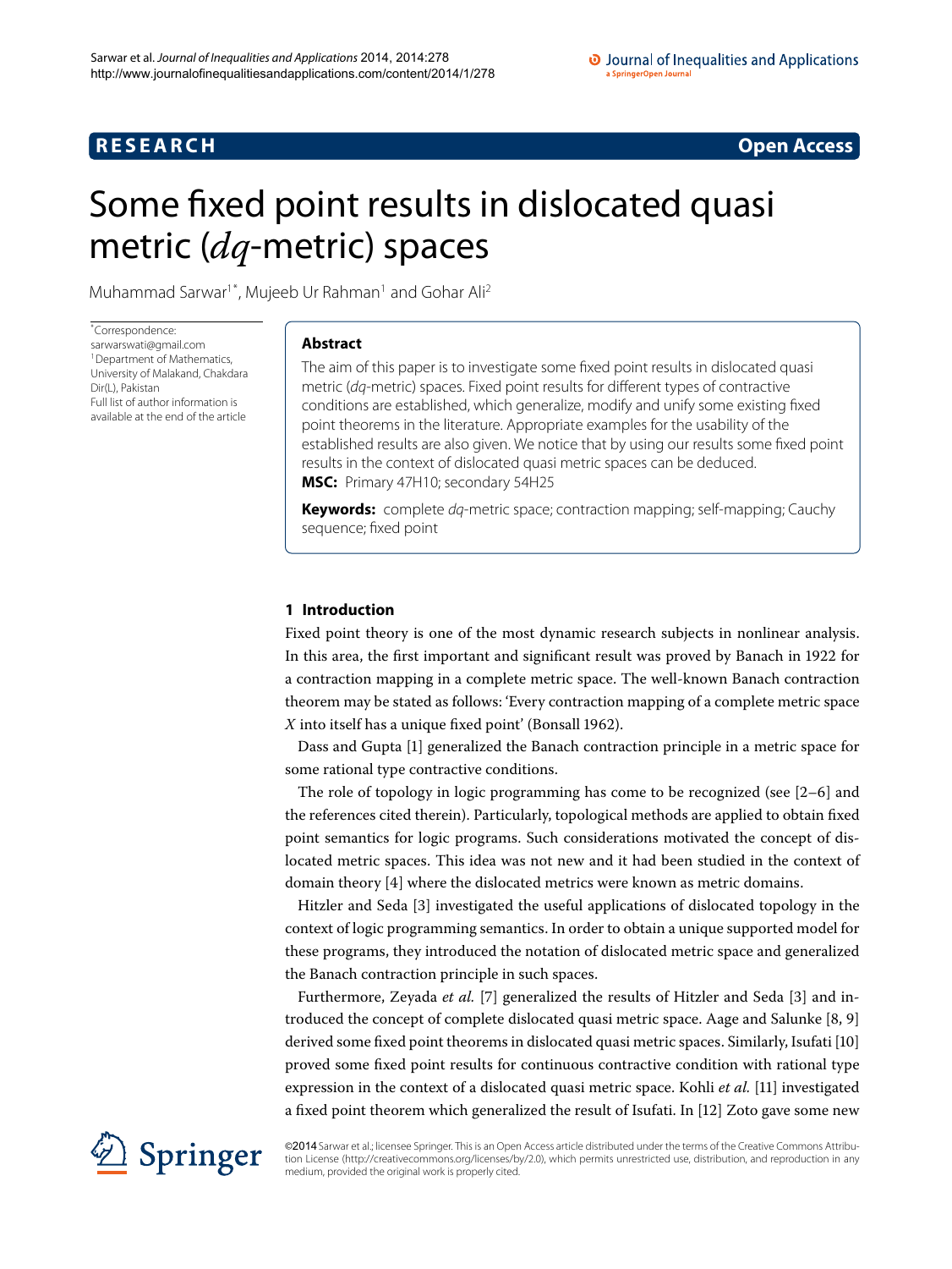RESEARCH — Open Access

# Some fixed point results in dislocated quasi metric (*dq*-metric) spaces

Muhammad Sarwar[1*], Mujeeb Ur Rahman[1] and Gohar Ali[2]

*Correspondence: sarwarswati@gmail.com
[1]Department of Mathematics, University of Malakand, Chakdara Dir(L), Pakistan
Full list of author information is available at the end of the article

## Abstract

The aim of this paper is to investigate some fixed point results in dislocated quasi metric (*dq*-metric) spaces. Fixed point results for different types of contractive conditions are established, which generalize, modify and unify some existing fixed point theorems in the literature. Appropriate examples for the usability of the established results are also given. We notice that by using our results some fixed point results in the context of dislocated quasi metric spaces can be deduced.

**MSC:** Primary 47H10; secondary 54H25

**Keywords:** complete *dq*-metric space; contraction mapping; self-mapping; Cauchy sequence; fixed point

## 1 Introduction

Fixed point theory is one of the most dynamic research subjects in nonlinear analysis. In this area, the first important and significant result was proved by Banach in 1922 for a contraction mapping in a complete metric space. The well-known Banach contraction theorem may be stated as follows: 'Every contraction mapping of a complete metric space $X$ into itself has a unique fixed point' (Bonsall 1962).

Dass and Gupta [1] generalized the Banach contraction principle in a metric space for some rational type contractive conditions.

The role of topology in logic programming has come to be recognized (see [2–6] and the references cited therein). Particularly, topological methods are applied to obtain fixed point semantics for logic programs. Such considerations motivated the concept of dislocated metric spaces. This idea was not new and it had been studied in the context of domain theory [4] where the dislocated metrics were known as metric domains.

Hitzler and Seda [3] investigated the useful applications of dislocated topology in the context of logic programming semantics. In order to obtain a unique supported model for these programs, they introduced the notation of dislocated metric space and generalized the Banach contraction principle in such spaces.

Furthermore, Zeyada *et al.* [7] generalized the results of Hitzler and Seda [3] and introduced the concept of complete dislocated quasi metric space. Aage and Salunke [8, 9] derived some fixed point theorems in dislocated quasi metric spaces. Similarly, Isufati [10] proved some fixed point results for continuous contractive condition with rational type expression in the context of a dislocated quasi metric space. Kohli *et al.* [11] investigated a fixed point theorem which generalized the result of Isufati. In [12] Zoto gave some new

©2014 Sarwar et al.; licensee Springer. This is an Open Access article distributed under the terms of the Creative Commons Attribution License (http://creativecommons.org/licenses/by/2.0), which permits unrestricted use, distribution, and reproduction in any medium, provided the original work is properly cited.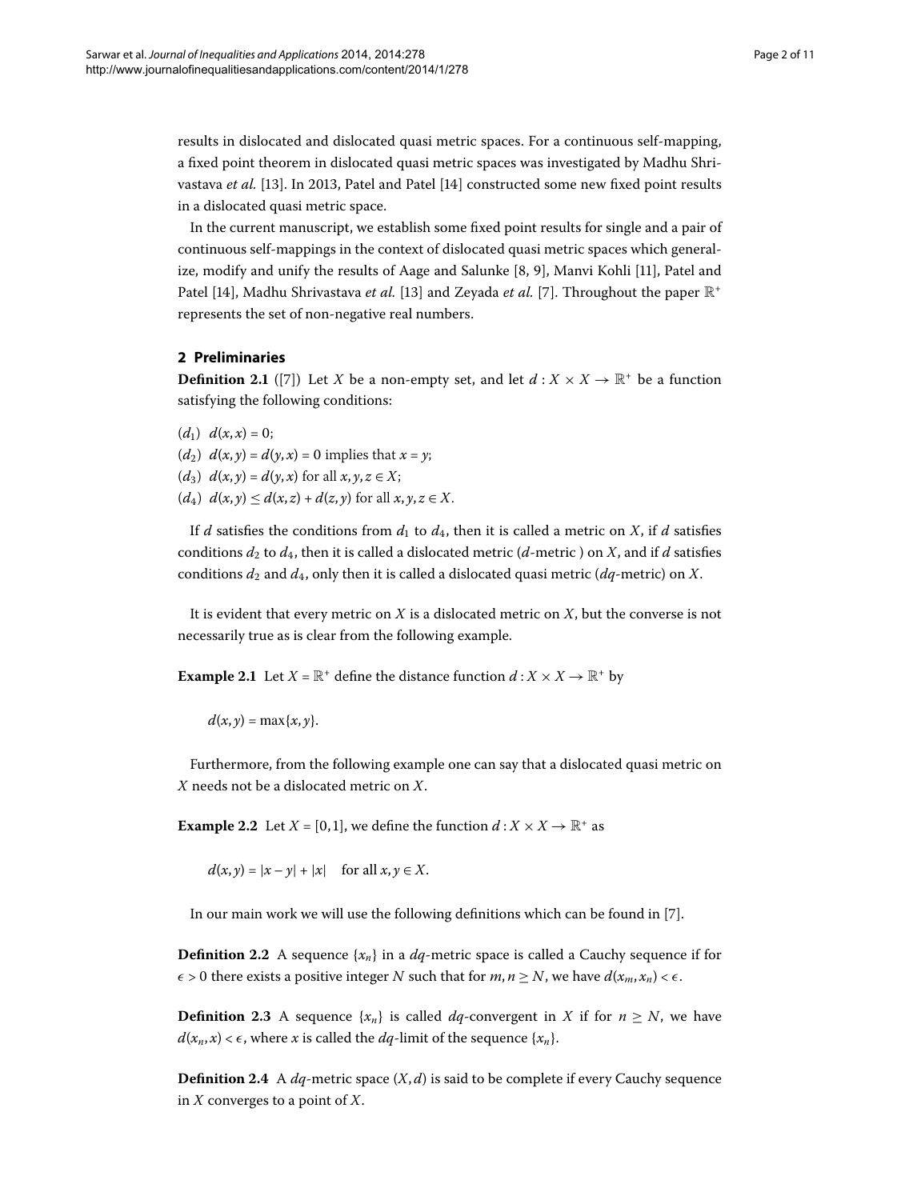results in dislocated and dislocated quasi metric spaces. For a continuous self-mapping, a fixed point theorem in dislocated quasi metric spaces was investigated by Madhu Shrivastava *et al.* [13]. In 2013, Patel and Patel [14] constructed some new fixed point results in a dislocated quasi metric space.

In the current manuscript, we establish some fixed point results for single and a pair of continuous self-mappings in the context of dislocated quasi metric spaces which generalize, modify and unify the results of Aage and Salunke [8, 9], Manvi Kohli [11], Patel and Patel [14], Madhu Shrivastava *et al.* [13] and Zeyada *et al.* [7]. Throughout the paper $\mathbb{R}^+$ represents the set of non-negative real numbers.

## 2 Preliminaries

**Definition 2.1** ([7]) Let $X$ be a non-empty set, and let $d : X \times X \to \mathbb{R}^+$ be a function satisfying the following conditions:

($d_1$) $d(x,x) = 0$;
($d_2$) $d(x,y) = d(y,x) = 0$ implies that $x = y$;
($d_3$) $d(x,y) = d(y,x)$ for all $x,y,z \in X$;
($d_4$) $d(x,y) \leq d(x,z) + d(z,y)$ for all $x,y,z \in X$.

If $d$ satisfies the conditions from $d_1$ to $d_4$, then it is called a metric on $X$, if $d$ satisfies conditions $d_2$ to $d_4$, then it is called a dislocated metric ($d$-metric ) on $X$, and if $d$ satisfies conditions $d_2$ and $d_4$, only then it is called a dislocated quasi metric ($dq$-metric) on $X$.

It is evident that every metric on $X$ is a dislocated metric on $X$, but the converse is not necessarily true as is clear from the following example.

**Example 2.1** Let $X = \mathbb{R}^+$ define the distance function $d : X \times X \to \mathbb{R}^+$ by

$$d(x,y) = \max\{x,y\}.$$

Furthermore, from the following example one can say that a dislocated quasi metric on $X$ needs not be a dislocated metric on $X$.

**Example 2.2** Let $X = [0,1]$, we define the function $d : X \times X \to \mathbb{R}^+$ as

$$d(x,y) = |x - y| + |x| \quad \text{for all } x,y \in X.$$

In our main work we will use the following definitions which can be found in [7].

**Definition 2.2** A sequence $\{x_n\}$ in a $dq$-metric space is called a Cauchy sequence if for $\epsilon > 0$ there exists a positive integer $N$ such that for $m,n \geq N$, we have $d(x_m,x_n) < \epsilon$.

**Definition 2.3** A sequence $\{x_n\}$ is called $dq$-convergent in $X$ if for $n \geq N$, we have $d(x_n,x) < \epsilon$, where $x$ is called the $dq$-limit of the sequence $\{x_n\}$.

**Definition 2.4** A $dq$-metric space $(X,d)$ is said to be complete if every Cauchy sequence in $X$ converges to a point of $X$.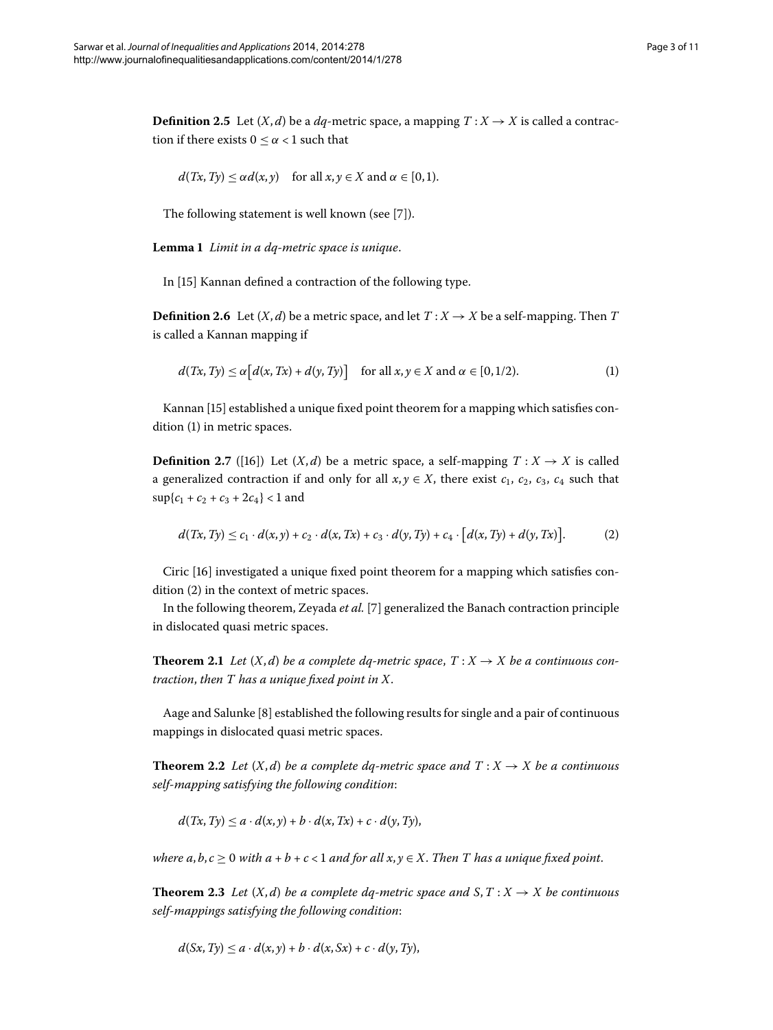**Definition 2.5** Let $(X,d)$ be a $dq$-metric space, a mapping $T: X \to X$ is called a contraction if there exists $0 \le \alpha < 1$ such that

$$d(Tx,Ty) \le \alpha d(x,y) \quad \text{for all } x,y \in X \text{ and } \alpha \in [0,1).$$

The following statement is well known (see [7]).

**Lemma 1** *Limit in a dq-metric space is unique.*

In [15] Kannan defined a contraction of the following type.

**Definition 2.6** Let $(X,d)$ be a metric space, and let $T: X \to X$ be a self-mapping. Then $T$ is called a Kannan mapping if

$$d(Tx,Ty) \le \alpha\big[d(x,Tx) + d(y,Ty)\big] \quad \text{for all } x,y \in X \text{ and } \alpha \in [0,1/2). \tag{1}$$

Kannan [15] established a unique fixed point theorem for a mapping which satisfies condition (1) in metric spaces.

**Definition 2.7** ([16]) Let $(X,d)$ be a metric space, a self-mapping $T: X \to X$ is called a generalized contraction if and only for all $x,y \in X$, there exist $c_1$, $c_2$, $c_3$, $c_4$ such that $\sup\{c_1 + c_2 + c_3 + 2c_4\} < 1$ and

$$d(Tx,Ty) \le c_1 \cdot d(x,y) + c_2 \cdot d(x,Tx) + c_3 \cdot d(y,Ty) + c_4 \cdot \big[d(x,Ty) + d(y,Tx)\big]. \tag{2}$$

Ciric [16] investigated a unique fixed point theorem for a mapping which satisfies condition (2) in the context of metric spaces.

In the following theorem, Zeyada *et al.* [7] generalized the Banach contraction principle in dislocated quasi metric spaces.

**Theorem 2.1** *Let $(X,d)$ be a complete dq-metric space, $T: X \to X$ be a continuous contraction, then $T$ has a unique fixed point in $X$.*

Aage and Salunke [8] established the following results for single and a pair of continuous mappings in dislocated quasi metric spaces.

**Theorem 2.2** *Let $(X,d)$ be a complete dq-metric space and $T: X \to X$ be a continuous self-mapping satisfying the following condition*:

$$d(Tx,Ty) \le a \cdot d(x,y) + b \cdot d(x,Tx) + c \cdot d(y,Ty),$$

*where $a,b,c \ge 0$ with $a + b + c < 1$ and for all $x,y \in X$. Then $T$ has a unique fixed point.*

**Theorem 2.3** *Let $(X,d)$ be a complete dq-metric space and $S,T: X \to X$ be continuous self-mappings satisfying the following condition*:

$$d(Sx,Ty) \le a \cdot d(x,y) + b \cdot d(x,Sx) + c \cdot d(y,Ty),$$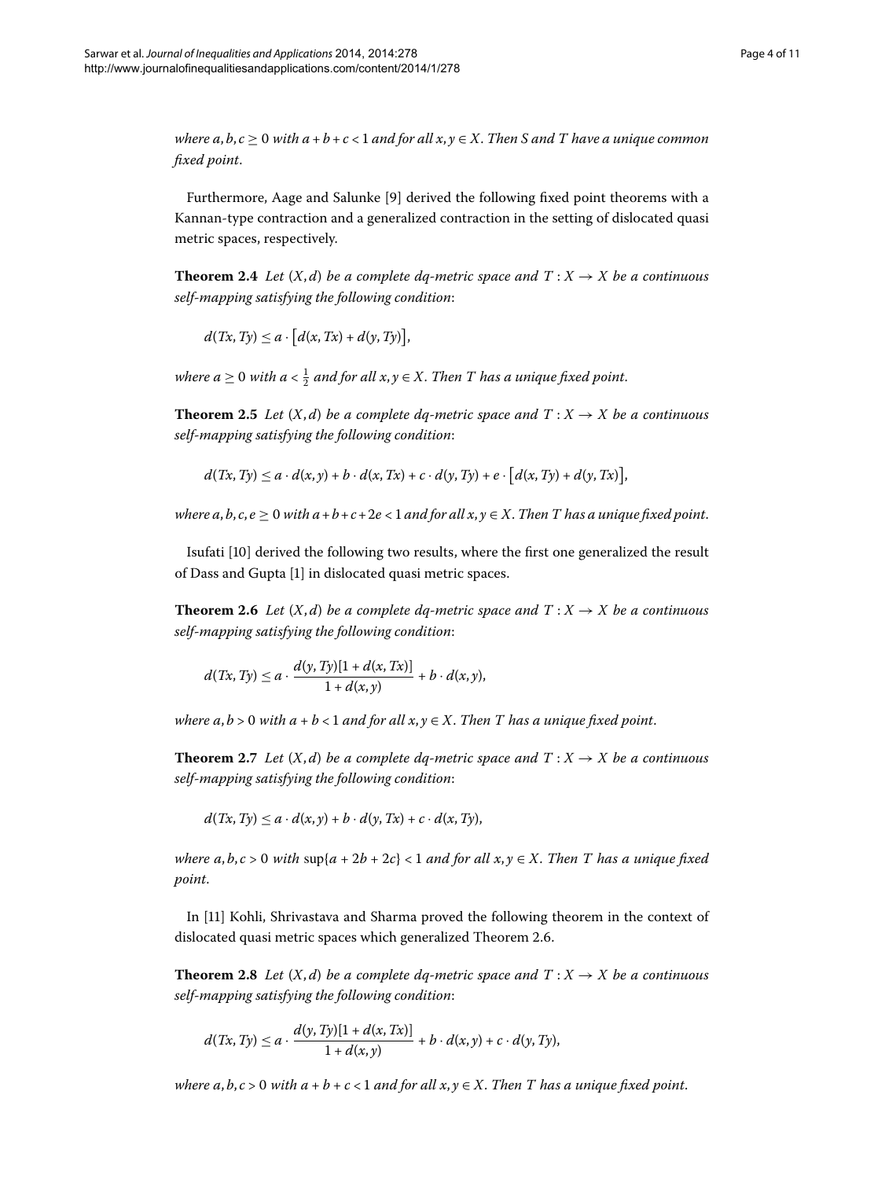*where $a, b, c \geq 0$ with $a + b + c < 1$ and for all $x, y \in X$. Then $S$ and $T$ have a unique common fixed point.*

Furthermore, Aage and Salunke [9] derived the following fixed point theorems with a Kannan-type contraction and a generalized contraction in the setting of dislocated quasi metric spaces, respectively.

**Theorem 2.4** *Let $(X, d)$ be a complete dq-metric space and $T : X \to X$ be a continuous self-mapping satisfying the following condition*:

$$d(Tx, Ty) \leq a \cdot \left[d(x, Tx) + d(y, Ty)\right],$$

*where $a \geq 0$ with $a < \frac{1}{2}$ and for all $x, y \in X$. Then $T$ has a unique fixed point.*

**Theorem 2.5** *Let $(X, d)$ be a complete dq-metric space and $T : X \to X$ be a continuous self-mapping satisfying the following condition*:

$$d(Tx, Ty) \leq a \cdot d(x, y) + b \cdot d(x, Tx) + c \cdot d(y, Ty) + e \cdot \left[d(x, Ty) + d(y, Tx)\right],$$

*where $a, b, c, e \geq 0$ with $a + b + c + 2e < 1$ and for all $x, y \in X$. Then $T$ has a unique fixed point.*

Isufati [10] derived the following two results, where the first one generalized the result of Dass and Gupta [1] in dislocated quasi metric spaces.

**Theorem 2.6** *Let $(X, d)$ be a complete dq-metric space and $T : X \to X$ be a continuous self-mapping satisfying the following condition*:

$$d(Tx, Ty) \leq a \cdot \frac{d(y, Ty)[1 + d(x, Tx)]}{1 + d(x, y)} + b \cdot d(x, y),$$

*where $a, b > 0$ with $a + b < 1$ and for all $x, y \in X$. Then $T$ has a unique fixed point.*

**Theorem 2.7** *Let $(X, d)$ be a complete dq-metric space and $T : X \to X$ be a continuous self-mapping satisfying the following condition*:

$$d(Tx, Ty) \leq a \cdot d(x, y) + b \cdot d(y, Tx) + c \cdot d(x, Ty),$$

*where $a, b, c > 0$ with $\sup\{a + 2b + 2c\} < 1$ and for all $x, y \in X$. Then $T$ has a unique fixed point.*

In [11] Kohli, Shrivastava and Sharma proved the following theorem in the context of dislocated quasi metric spaces which generalized Theorem 2.6.

**Theorem 2.8** *Let $(X, d)$ be a complete dq-metric space and $T : X \to X$ be a continuous self-mapping satisfying the following condition*:

$$d(Tx, Ty) \leq a \cdot \frac{d(y, Ty)[1 + d(x, Tx)]}{1 + d(x, y)} + b \cdot d(x, y) + c \cdot d(y, Ty),$$

*where $a, b, c > 0$ with $a + b + c < 1$ and for all $x, y \in X$. Then $T$ has a unique fixed point.*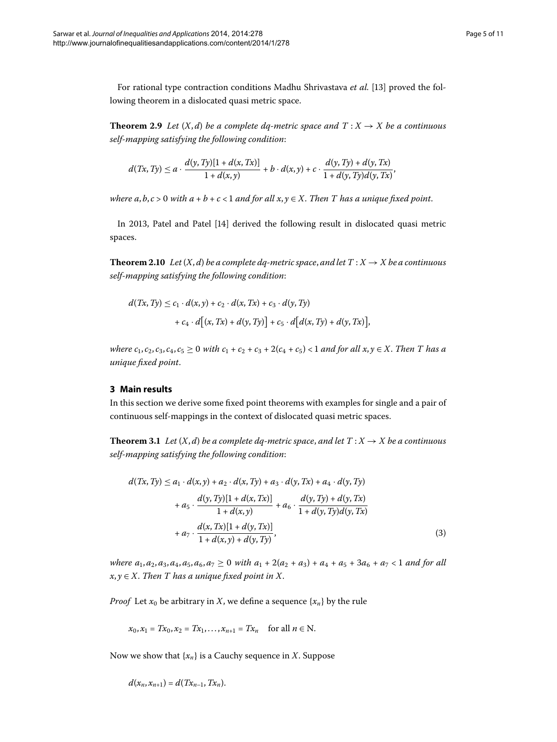For rational type contraction conditions Madhu Shrivastava *et al.* [13] proved the following theorem in a dislocated quasi metric space.

**Theorem 2.9** *Let $(X,d)$ be a complete dq-metric space and $T : X \to X$ be a continuous self-mapping satisfying the following condition*:

$$d(Tx,Ty) \leq a \cdot \frac{d(y,Ty)[1+d(x,Tx)]}{1+d(x,y)} + b \cdot d(x,y) + c \cdot \frac{d(y,Ty)+d(y,Tx)}{1+d(y,Ty)d(y,Tx)},$$

*where $a,b,c > 0$ with $a+b+c < 1$ and for all $x,y \in X$. Then $T$ has a unique fixed point.*

In 2013, Patel and Patel [14] derived the following result in dislocated quasi metric spaces.

**Theorem 2.10** *Let $(X,d)$ be a complete dq-metric space, and let $T : X \to X$ be a continuous self-mapping satisfying the following condition*:

$$\begin{aligned} d(Tx,Ty) &\leq c_1 \cdot d(x,y) + c_2 \cdot d(x,Tx) + c_3 \cdot d(y,Ty) \\ &\quad + c_4 \cdot d\big[(x,Tx) + d(y,Ty)\big] + c_5 \cdot d\big[d(x,Ty) + d(y,Tx)\big], \end{aligned}$$

*where $c_1, c_2, c_3, c_4, c_5 \geq 0$ with $c_1 + c_2 + c_3 + 2(c_4 + c_5) < 1$ and for all $x,y \in X$. Then $T$ has a unique fixed point.*

## 3 Main results

In this section we derive some fixed point theorems with examples for single and a pair of continuous self-mappings in the context of dislocated quasi metric spaces.

**Theorem 3.1** *Let $(X,d)$ be a complete dq-metric space, and let $T : X \to X$ be a continuous self-mapping satisfying the following condition*:

$$\begin{aligned} d(Tx,Ty) &\leq a_1 \cdot d(x,y) + a_2 \cdot d(x,Ty) + a_3 \cdot d(y,Tx) + a_4 \cdot d(y,Ty) \\ &\quad + a_5 \cdot \frac{d(y,Ty)[1+d(x,Tx)]}{1+d(x,y)} + a_6 \cdot \frac{d(y,Ty)+d(y,Tx)}{1+d(y,Ty)d(y,Tx)} \\ &\quad + a_7 \cdot \frac{d(x,Tx)[1+d(y,Tx)]}{1+d(x,y)+d(y,Ty)}, \end{aligned} \tag{3}$$

*where $a_1, a_2, a_3, a_4, a_5, a_6, a_7 \geq 0$ with $a_1 + 2(a_2 + a_3) + a_4 + a_5 + 3a_6 + a_7 < 1$ and for all $x,y \in X$. Then $T$ has a unique fixed point in $X$.*

*Proof* Let $x_0$ be arbitrary in $X$, we define a sequence $\{x_n\}$ by the rule

$$x_0, x_1 = Tx_0, x_2 = Tx_1, \ldots, x_{n+1} = Tx_n \quad \text{for all } n \in \mathrm{N}.$$

Now we show that $\{x_n\}$ is a Cauchy sequence in $X$. Suppose

$$d(x_n, x_{n+1}) = d(Tx_{n-1}, Tx_n).$$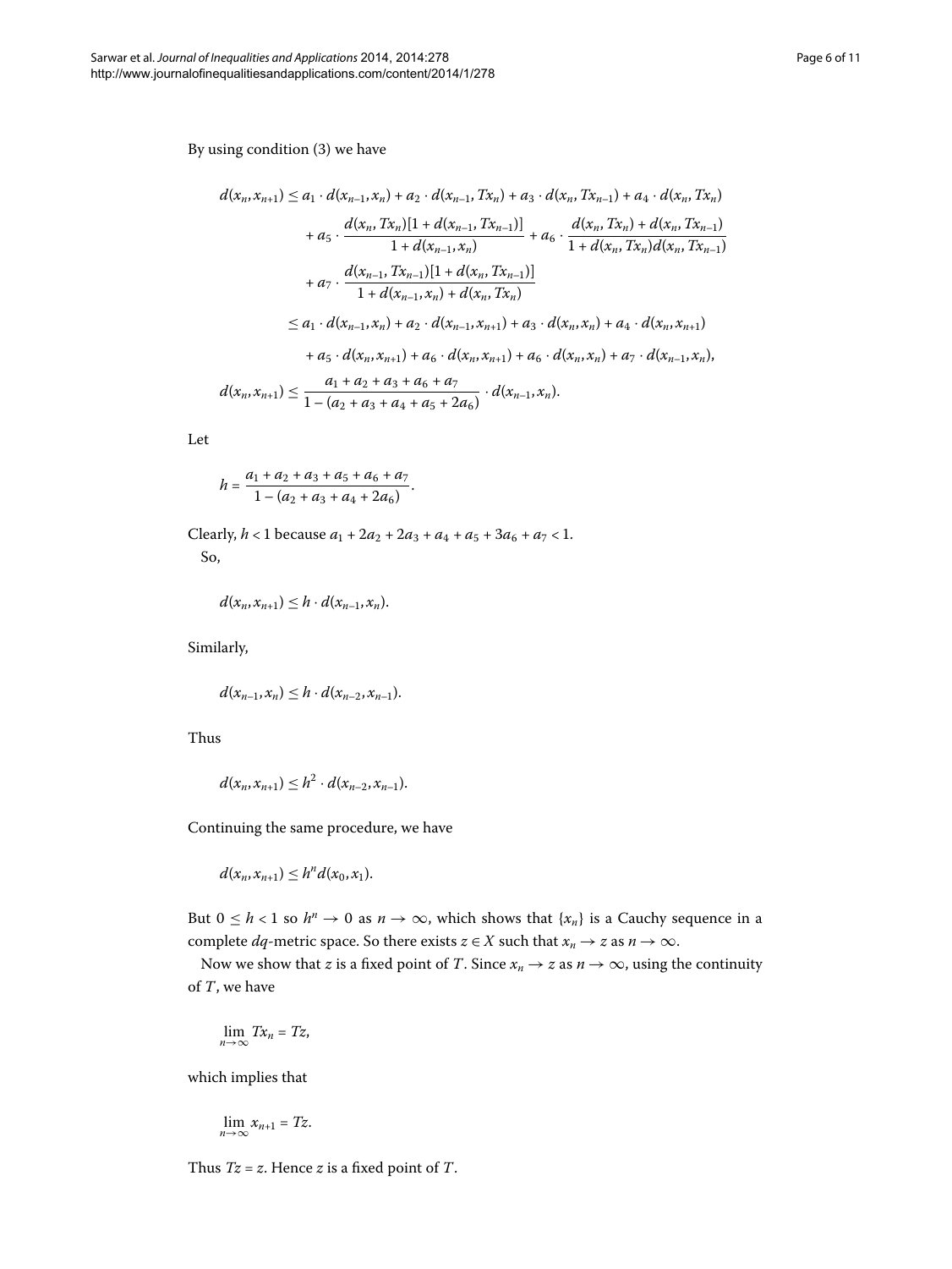By using condition (3) we have

$$
\begin{aligned}
d(x_n, x_{n+1}) &\le a_1 \cdot d(x_{n-1}, x_n) + a_2 \cdot d(x_{n-1}, Tx_n) + a_3 \cdot d(x_n, Tx_{n-1}) + a_4 \cdot d(x_n, Tx_n) \\
&\quad + a_5 \cdot \frac{d(x_n, Tx_n)[1 + d(x_{n-1}, Tx_{n-1})]}{1 + d(x_{n-1}, x_n)} + a_6 \cdot \frac{d(x_n, Tx_n) + d(x_n, Tx_{n-1})}{1 + d(x_n, Tx_n)d(x_n, Tx_{n-1})} \\
&\quad + a_7 \cdot \frac{d(x_{n-1}, Tx_{n-1})[1 + d(x_n, Tx_{n-1})]}{1 + d(x_{n-1}, x_n) + d(x_n, Tx_n)} \\
&\le a_1 \cdot d(x_{n-1}, x_n) + a_2 \cdot d(x_{n-1}, x_{n+1}) + a_3 \cdot d(x_n, x_n) + a_4 \cdot d(x_n, x_{n+1}) \\
&\quad + a_5 \cdot d(x_n, x_{n+1}) + a_6 \cdot d(x_n, x_{n+1}) + a_6 \cdot d(x_n, x_n) + a_7 \cdot d(x_{n-1}, x_n), \\
d(x_n, x_{n+1}) &\le \frac{a_1 + a_2 + a_3 + a_6 + a_7}{1 - (a_2 + a_3 + a_4 + a_5 + 2a_6)} \cdot d(x_{n-1}, x_n).
\end{aligned}
$$

Let

$$
h = \frac{a_1 + a_2 + a_3 + a_5 + a_6 + a_7}{1 - (a_2 + a_3 + a_4 + 2a_6)}.
$$

Clearly, $h < 1$ because $a_1 + 2a_2 + 2a_3 + a_4 + a_5 + 3a_6 + a_7 < 1$.

So,

$$
d(x_n, x_{n+1}) \le h \cdot d(x_{n-1}, x_n).
$$

Similarly,

$$
d(x_{n-1}, x_n) \le h \cdot d(x_{n-2}, x_{n-1}).
$$

Thus

$$
d(x_n, x_{n+1}) \le h^2 \cdot d(x_{n-2}, x_{n-1}).
$$

Continuing the same procedure, we have

$$
d(x_n, x_{n+1}) \le h^n d(x_0, x_1).
$$

But $0 \le h < 1$ so $h^n \to 0$ as $n \to \infty$, which shows that $\{x_n\}$ is a Cauchy sequence in a complete $dq$-metric space. So there exists $z \in X$ such that $x_n \to z$ as $n \to \infty$.

Now we show that $z$ is a fixed point of $T$. Since $x_n \to z$ as $n \to \infty$, using the continuity of $T$, we have

$$
\lim_{n \to \infty} Tx_n = Tz,
$$

which implies that

$$
\lim_{n \to \infty} x_{n+1} = Tz.
$$

Thus $Tz = z$. Hence $z$ is a fixed point of $T$.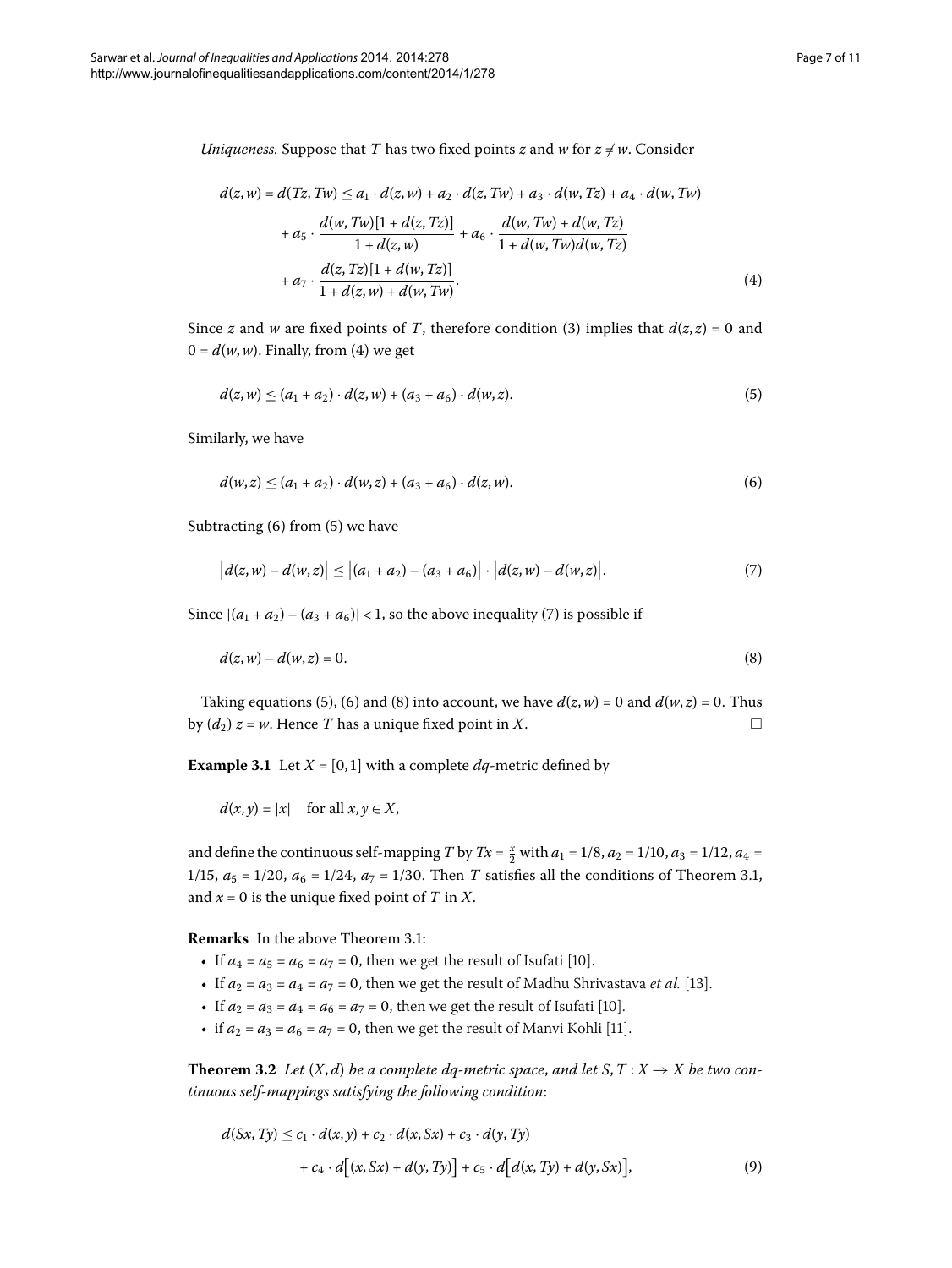*Uniqueness.* Suppose that $T$ has two fixed points $z$ and $w$ for $z \neq w$. Consider

$$
\begin{aligned}
d(z,w) = d(Tz,Tw) &\leq a_1 \cdot d(z,w) + a_2 \cdot d(z,Tw) + a_3 \cdot d(w,Tz) + a_4 \cdot d(w,Tw) \\
&\quad + a_5 \cdot \frac{d(w,Tw)[1 + d(z,Tz)]}{1 + d(z,w)} + a_6 \cdot \frac{d(w,Tw) + d(w,Tz)}{1 + d(w,Tw)d(w,Tz)} \\
&\quad + a_7 \cdot \frac{d(z,Tz)[1 + d(w,Tz)]}{1 + d(z,w) + d(w,Tw)}.
\end{aligned} \tag{4}
$$

Since $z$ and $w$ are fixed points of $T$, therefore condition (3) implies that $d(z,z) = 0$ and $0 = d(w,w)$. Finally, from (4) we get

$$
d(z,w) \leq (a_1 + a_2) \cdot d(z,w) + (a_3 + a_6) \cdot d(w,z). \tag{5}
$$

Similarly, we have

$$
d(w,z) \leq (a_1 + a_2) \cdot d(w,z) + (a_3 + a_6) \cdot d(z,w). \tag{6}
$$

Subtracting (6) from (5) we have

$$
\left| d(z,w) - d(w,z) \right| \leq \left| (a_1 + a_2) - (a_3 + a_6) \right| \cdot \left| d(z,w) - d(w,z) \right|. \tag{7}
$$

Since $|(a_1 + a_2) - (a_3 + a_6)| < 1$, so the above inequality (7) is possible if

$$
d(z,w) - d(w,z) = 0. \tag{8}
$$

Taking equations (5), (6) and (8) into account, we have $d(z,w) = 0$ and $d(w,z) = 0$. Thus by $(d_2)$ $z = w$. Hence $T$ has a unique fixed point in $X$. □

**Example 3.1** Let $X = [0,1]$ with a complete $dq$-metric defined by

$$
d(x,y) = |x| \quad \text{for all } x, y \in X,
$$

and define the continuous self-mapping $T$ by $Tx = \frac{x}{2}$ with $a_1 = 1/8$, $a_2 = 1/10$, $a_3 = 1/12$, $a_4 = 1/15$, $a_5 = 1/20$, $a_6 = 1/24$, $a_7 = 1/30$. Then $T$ satisfies all the conditions of Theorem 3.1, and $x = 0$ is the unique fixed point of $T$ in $X$.

**Remarks** In the above Theorem 3.1:

- If $a_4 = a_5 = a_6 = a_7 = 0$, then we get the result of Isufati [10].
- If $a_2 = a_3 = a_4 = a_7 = 0$, then we get the result of Madhu Shrivastava *et al.* [13].
- If $a_2 = a_3 = a_4 = a_6 = a_7 = 0$, then we get the result of Isufati [10].
- if $a_2 = a_3 = a_6 = a_7 = 0$, then we get the result of Manvi Kohli [11].

**Theorem 3.2** *Let $(X,d)$ be a complete dq-metric space, and let $S, T : X \to X$ be two continuous self-mappings satisfying the following condition*:

$$
\begin{aligned}
d(Sx,Ty) &\leq c_1 \cdot d(x,y) + c_2 \cdot d(x,Sx) + c_3 \cdot d(y,Ty) \\
&\quad + c_4 \cdot d\big[(x,Sx) + d(y,Ty)\big] + c_5 \cdot d\big[d(x,Ty) + d(y,Sx)\big],
\end{aligned} \tag{9}
$$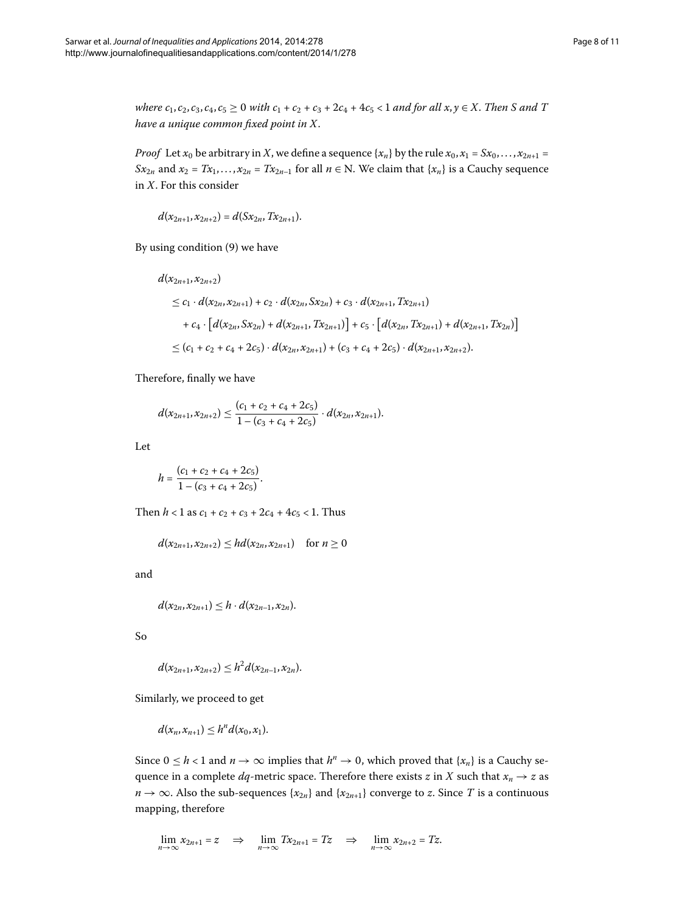*where $c_1, c_2, c_3, c_4, c_5 \geq 0$ with $c_1 + c_2 + c_3 + 2c_4 + 4c_5 < 1$ and for all $x, y \in X$. Then $S$ and $T$ have a unique common fixed point in $X$.*

*Proof* Let $x_0$ be arbitrary in $X$, we define a sequence $\{x_n\}$ by the rule $x_0, x_1 = Sx_0, \ldots, x_{2n+1} = Sx_{2n}$ and $x_2 = Tx_1, \ldots, x_{2n} = Tx_{2n-1}$ for all $n \in \mathrm{N}$. We claim that $\{x_n\}$ is a Cauchy sequence in $X$. For this consider

$$d(x_{2n+1}, x_{2n+2}) = d(Sx_{2n}, Tx_{2n+1}).$$

By using condition (9) we have

$$\begin{aligned}
&d(x_{2n+1}, x_{2n+2}) \\
&\quad \leq c_1 \cdot d(x_{2n}, x_{2n+1}) + c_2 \cdot d(x_{2n}, Sx_{2n}) + c_3 \cdot d(x_{2n+1}, Tx_{2n+1}) \\
&\qquad + c_4 \cdot \left[d(x_{2n}, Sx_{2n}) + d(x_{2n+1}, Tx_{2n+1})\right] + c_5 \cdot \left[d(x_{2n}, Tx_{2n+1}) + d(x_{2n+1}, Tx_{2n})\right] \\
&\quad \leq (c_1 + c_2 + c_4 + 2c_5) \cdot d(x_{2n}, x_{2n+1}) + (c_3 + c_4 + 2c_5) \cdot d(x_{2n+1}, x_{2n+2}).
\end{aligned}$$

Therefore, finally we have

$$d(x_{2n+1}, x_{2n+2}) \leq \frac{(c_1 + c_2 + c_4 + 2c_5)}{1 - (c_3 + c_4 + 2c_5)} \cdot d(x_{2n}, x_{2n+1}).$$

Let

$$h = \frac{(c_1 + c_2 + c_4 + 2c_5)}{1 - (c_3 + c_4 + 2c_5)}.$$

Then $h < 1$ as $c_1 + c_2 + c_3 + 2c_4 + 4c_5 < 1$. Thus

$$d(x_{2n+1}, x_{2n+2}) \leq h d(x_{2n}, x_{2n+1}) \quad \text{for } n \geq 0$$

and

$$d(x_{2n}, x_{2n+1}) \leq h \cdot d(x_{2n-1}, x_{2n}).$$

So

$$d(x_{2n+1}, x_{2n+2}) \leq h^2 d(x_{2n-1}, x_{2n}).$$

Similarly, we proceed to get

$$d(x_n, x_{n+1}) \leq h^n d(x_0, x_1).$$

Since $0 \leq h < 1$ and $n \to \infty$ implies that $h^n \to 0$, which proved that $\{x_n\}$ is a Cauchy sequence in a complete $dq$-metric space. Therefore there exists $z$ in $X$ such that $x_n \to z$ as $n \to \infty$. Also the sub-sequences $\{x_{2n}\}$ and $\{x_{2n+1}\}$ converge to $z$. Since $T$ is a continuous mapping, therefore

$$\lim_{n\to\infty} x_{2n+1} = z \quad \Rightarrow \quad \lim_{n\to\infty} Tx_{2n+1} = Tz \quad \Rightarrow \quad \lim_{n\to\infty} x_{2n+2} = Tz.$$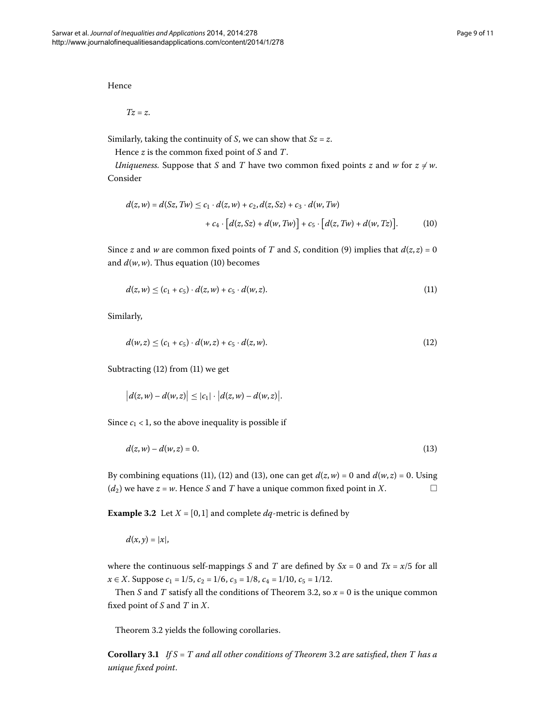Hence

$$Tz = z.$$

Similarly, taking the continuity of $S$, we can show that $Sz = z$.

Hence $z$ is the common fixed point of $S$ and $T$.

*Uniqueness.* Suppose that $S$ and $T$ have two common fixed points $z$ and $w$ for $z \neq w$. Consider

$$\begin{aligned} d(z,w) = d(Sz, Tw) &\leq c_1 \cdot d(z,w) + c_2, d(z,Sz) + c_3 \cdot d(w,Tw) \\ &\quad + c_4 \cdot \bigl[d(z,Sz) + d(w,Tw)\bigr] + c_5 \cdot \bigl[d(z,Tw) + d(w,Tz)\bigr]. \end{aligned} \tag{10}$$

Since $z$ and $w$ are common fixed points of $T$ and $S$, condition (9) implies that $d(z,z) = 0$ and $d(w,w)$. Thus equation (10) becomes

$$d(z,w) \leq (c_1 + c_5) \cdot d(z,w) + c_5 \cdot d(w,z). \tag{11}$$

Similarly,

$$d(w,z) \leq (c_1 + c_5) \cdot d(w,z) + c_5 \cdot d(z,w). \tag{12}$$

Subtracting (12) from (11) we get

$$\bigl|d(z,w) - d(w,z)\bigr| \leq |c_1| \cdot \bigl|d(z,w) - d(w,z)\bigr|.$$

Since $c_1 < 1$, so the above inequality is possible if

$$d(z,w) - d(w,z) = 0. \tag{13}$$

By combining equations (11), (12) and (13), one can get $d(z,w) = 0$ and $d(w,z) = 0$. Using $(d_2)$ we have $z = w$. Hence $S$ and $T$ have a unique common fixed point in $X$. □

**Example 3.2** Let $X = [0,1]$ and complete $dq$-metric is defined by

$$d(x,y) = |x|,$$

where the continuous self-mappings $S$ and $T$ are defined by $Sx = 0$ and $Tx = x/5$ for all $x \in X$. Suppose $c_1 = 1/5$, $c_2 = 1/6$, $c_3 = 1/8$, $c_4 = 1/10$, $c_5 = 1/12$.

Then $S$ and $T$ satisfy all the conditions of Theorem 3.2, so $x = 0$ is the unique common fixed point of $S$ and $T$ in $X$.

Theorem 3.2 yields the following corollaries.

**Corollary 3.1** *If $S = T$ and all other conditions of Theorem* 3.2 *are satisfied, then $T$ has a unique fixed point.*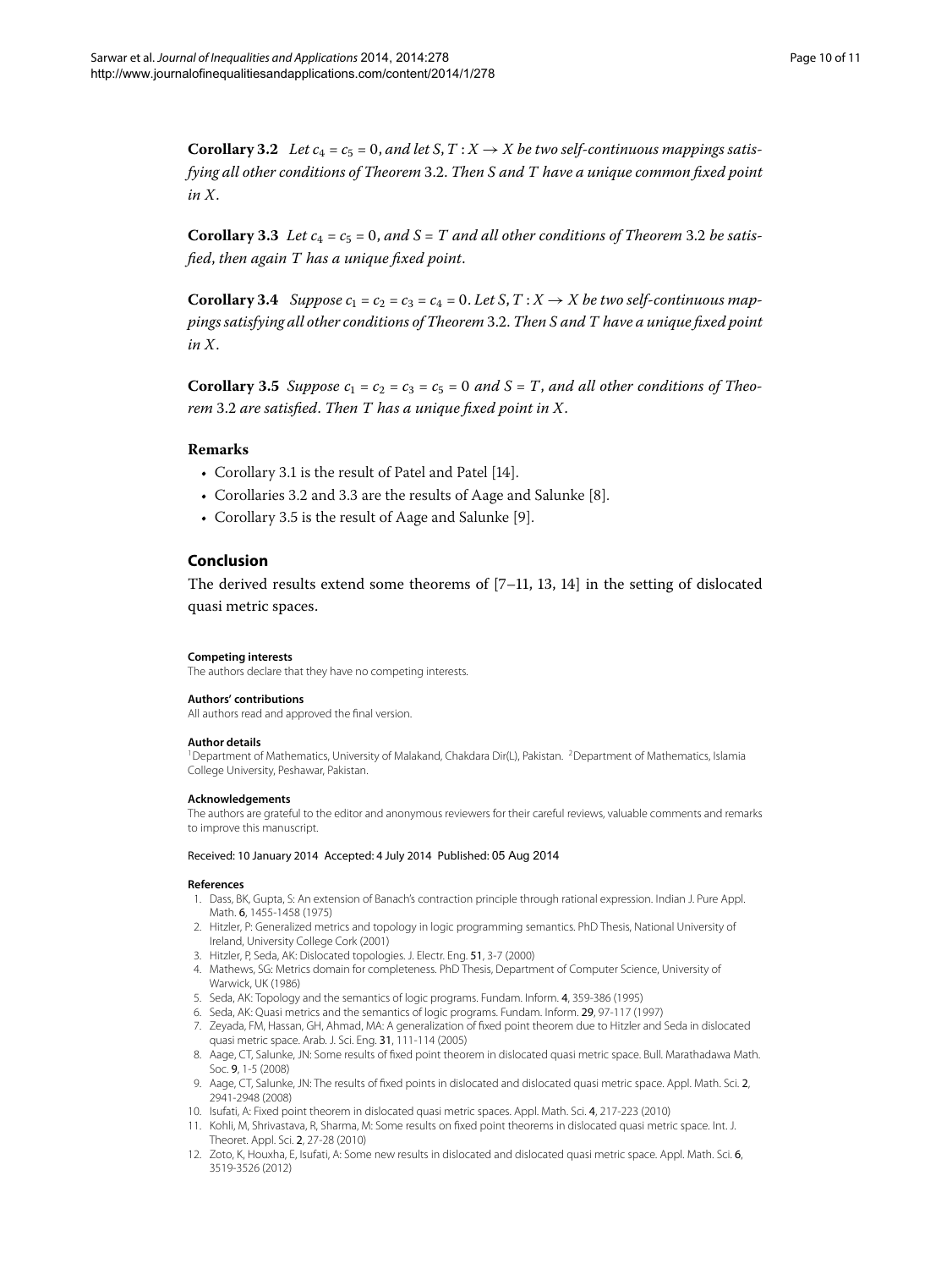**Corollary 3.2** *Let $c_4 = c_5 = 0$, and let $S, T : X \to X$ be two self-continuous mappings satisfying all other conditions of Theorem* 3.2. *Then $S$ and $T$ have a unique common fixed point in $X$.*

**Corollary 3.3** *Let $c_4 = c_5 = 0$, and $S = T$ and all other conditions of Theorem* 3.2 *be satisfied, then again $T$ has a unique fixed point.*

**Corollary 3.4** *Suppose $c_1 = c_2 = c_3 = c_4 = 0$. Let $S, T : X \to X$ be two self-continuous mappings satisfying all other conditions of Theorem* 3.2. *Then $S$ and $T$ have a unique fixed point in $X$.*

**Corollary 3.5** *Suppose $c_1 = c_2 = c_3 = c_5 = 0$ and $S = T$, and all other conditions of Theorem* 3.2 *are satisfied. Then $T$ has a unique fixed point in $X$.*

### Remarks

- Corollary 3.1 is the result of Patel and Patel [14].
- Corollaries 3.2 and 3.3 are the results of Aage and Salunke [8].
- Corollary 3.5 is the result of Aage and Salunke [9].

## Conclusion

The derived results extend some theorems of [7–11, 13, 14] in the setting of dislocated quasi metric spaces.

#### Competing interests

The authors declare that they have no competing interests.

#### Authors' contributions

All authors read and approved the final version.

#### Author details

[1]Department of Mathematics, University of Malakand, Chakdara Dir(L), Pakistan. [2]Department of Mathematics, Islamia College University, Peshawar, Pakistan.

#### Acknowledgements

The authors are grateful to the editor and anonymous reviewers for their careful reviews, valuable comments and remarks to improve this manuscript.

Received: 10 January 2014 Accepted: 4 July 2014 Published: 05 Aug 2014

#### References

1. Dass, BK, Gupta, S: An extension of Banach's contraction principle through rational expression. Indian J. Pure Appl. Math. **6**, 1455-1458 (1975)
2. Hitzler, P: Generalized metrics and topology in logic programming semantics. PhD Thesis, National University of Ireland, University College Cork (2001)
3. Hitzler, P, Seda, AK: Dislocated topologies. J. Electr. Eng. **51**, 3-7 (2000)
4. Mathews, SG: Metrics domain for completeness. PhD Thesis, Department of Computer Science, University of Warwick, UK (1986)
5. Seda, AK: Topology and the semantics of logic programs. Fundam. Inform. **4**, 359-386 (1995)
6. Seda, AK: Quasi metrics and the semantics of logic programs. Fundam. Inform. **29**, 97-117 (1997)
7. Zeyada, FM, Hassan, GH, Ahmad, MA: A generalization of fixed point theorem due to Hitzler and Seda in dislocated quasi metric space. Arab. J. Sci. Eng. **31**, 111-114 (2005)
8. Aage, CT, Salunke, JN: Some results of fixed point theorem in dislocated quasi metric space. Bull. Marathadawa Math. Soc. **9**, 1-5 (2008)
9. Aage, CT, Salunke, JN: The results of fixed points in dislocated and dislocated quasi metric space. Appl. Math. Sci. **2**, 2941-2948 (2008)
10. Isufati, A: Fixed point theorem in dislocated quasi metric spaces. Appl. Math. Sci. **4**, 217-223 (2010)
11. Kohli, M, Shrivastava, R, Sharma, M: Some results on fixed point theorems in dislocated quasi metric space. Int. J. Theoret. Appl. Sci. **2**, 27-28 (2010)
12. Zoto, K, Houxha, E, Isufati, A: Some new results in dislocated and dislocated quasi metric space. Appl. Math. Sci. **6**, 3519-3526 (2012)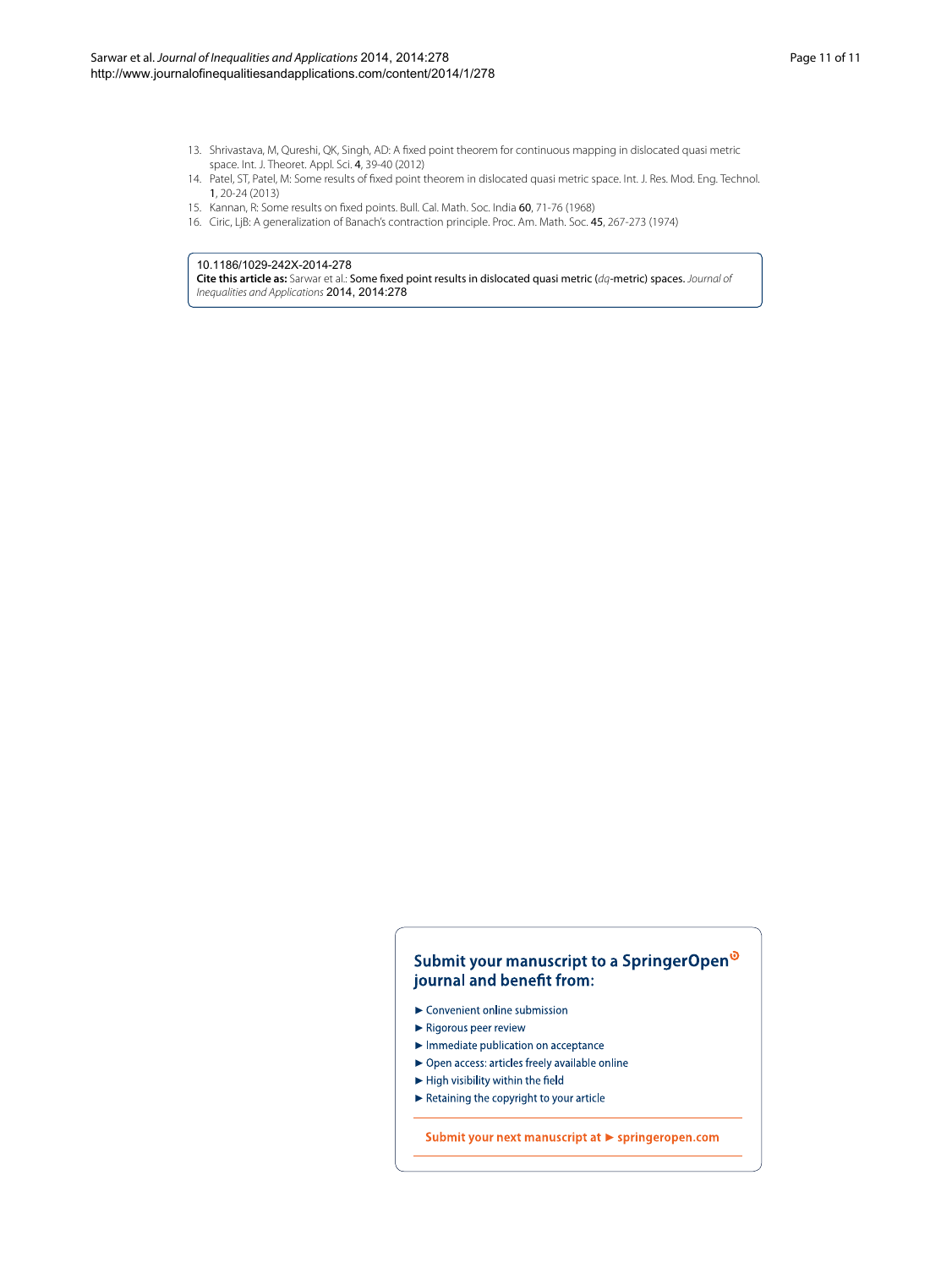13. Shrivastava, M, Qureshi, QK, Singh, AD: A fixed point theorem for continuous mapping in dislocated quasi metric space. Int. J. Theoret. Appl. Sci. **4**, 39-40 (2012)
14. Patel, ST, Patel, M: Some results of fixed point theorem in dislocated quasi metric space. Int. J. Res. Mod. Eng. Technol. **1**, 20-24 (2013)
15. Kannan, R: Some results on fixed points. Bull. Cal. Math. Soc. India **60**, 71-76 (1968)
16. Ciric, LjB: A generalization of Banach's contraction principle. Proc. Am. Math. Soc. **45**, 267-273 (1974)

10.1186/1029-242X-2014-278
**Cite this article as:** Sarwar et al.: Some fixed point results in dislocated quasi metric ($dq$-metric) spaces. *Journal of Inequalities and Applications* 2014, 2014:278

**Submit your manuscript to a SpringerOpen journal and benefit from:**

- ► Convenient online submission
- ► Rigorous peer review
- ► Immediate publication on acceptance
- ► Open access: articles freely available online
- ► High visibility within the field
- ► Retaining the copyright to your article

**Submit your next manuscript at ► springeropen.com**